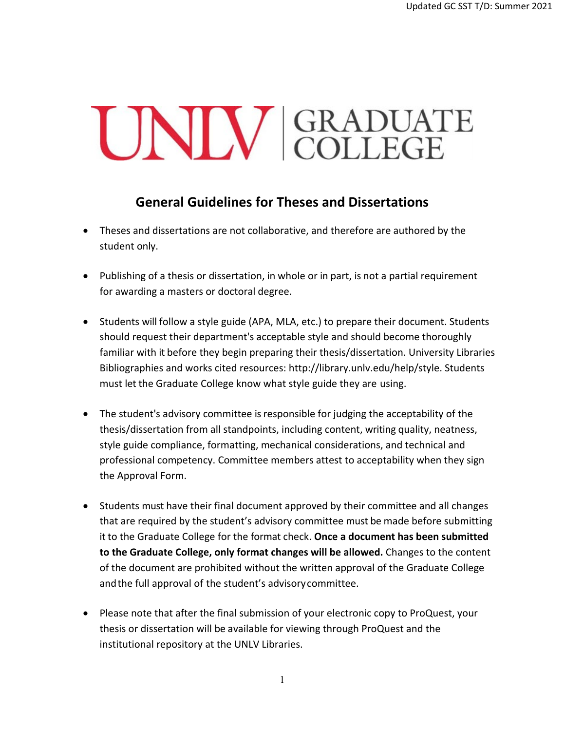UNLV | GRADUATE COLLEGE

## General Guidelines for Theses and Dissertations

- Theses and dissertations are not collaborative, and therefore are authored by the student only.

- Publishing of a thesis or dissertation, in whole or in part, is not a partial requirement for awarding a masters or doctoral degree.

- Students will follow a style guide (APA, MLA, etc.) to prepare their document. Students should request their department's acceptable style and should become thoroughly familiar with it before they begin preparing their thesis/dissertation. University Libraries Bibliographies and works cited resources: http://library.unlv.edu/help/style. Students must let the Graduate College know what style guide they are using.

- The student's advisory committee is responsible for judging the acceptability of the thesis/dissertation from all standpoints, including content, writing quality, neatness, style guide compliance, formatting, mechanical considerations, and technical and professional competency. Committee members attest to acceptability when they sign the Approval Form.

- Students must have their final document approved by their committee and all changes that are required by the student's advisory committee must be made before submitting it to the Graduate College for the format check. **Once a document has been submitted to the Graduate College, only format changes will be allowed.** Changes to the content of the document are prohibited without the written approval of the Graduate College and the full approval of the student's advisory committee.

- Please note that after the final submission of your electronic copy to ProQuest, your thesis or dissertation will be available for viewing through ProQuest and the institutional repository at the UNLV Libraries.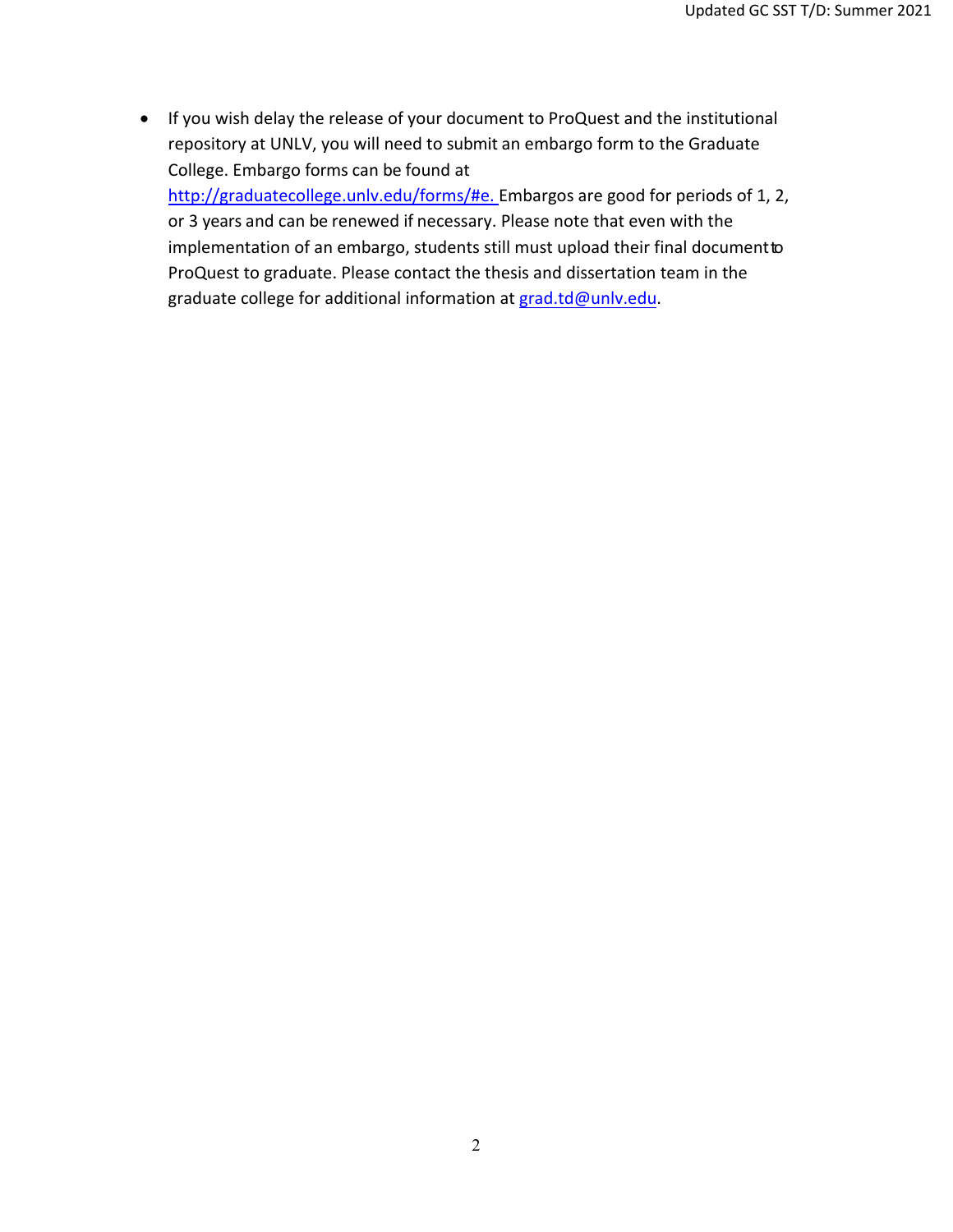- If you wish delay the release of your document to ProQuest and the institutional repository at UNLV, you will need to submit an embargo form to the Graduate College. Embargo forms can be found at http://graduatecollege.unlv.edu/forms/#e. Embargos are good for periods of 1, 2, or 3 years and can be renewed if necessary. Please note that even with the implementation of an embargo, students still must upload their final document to ProQuest to graduate. Please contact the thesis and dissertation team in the graduate college for additional information at grad.td@unlv.edu.